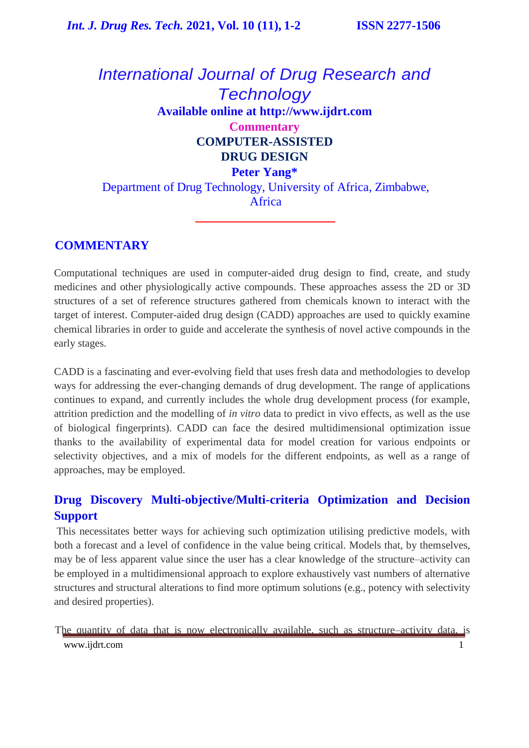# International Journal of Drug Research and Technology

**Available online at http://www.ijdrt.com**

**Commentary**

# COMPUTER-ASSISTED DRUG DESIGN

**Peter Yang***

Department of Drug Technology, University of Africa, Zimbabwe, Africa

## COMMENTARY

Computational techniques are used in computer-aided drug design to find, create, and study medicines and other physiologically active compounds. These approaches assess the 2D or 3D structures of a set of reference structures gathered from chemicals known to interact with the target of interest. Computer-aided drug design (CADD) approaches are used to quickly examine chemical libraries in order to guide and accelerate the synthesis of novel active compounds in the early stages.

CADD is a fascinating and ever-evolving field that uses fresh data and methodologies to develop ways for addressing the ever-changing demands of drug development. The range of applications continues to expand, and currently includes the whole drug development process (for example, attrition prediction and the modelling of *in vitro* data to predict in vivo effects, as well as the use of biological fingerprints). CADD can face the desired multidimensional optimization issue thanks to the availability of experimental data for model creation for various endpoints or selectivity objectives, and a mix of models for the different endpoints, as well as a range of approaches, may be employed.

## Drug Discovery Multi-objective/Multi-criteria Optimization and Decision Support

This necessitates better ways for achieving such optimization utilising predictive models, with both a forecast and a level of confidence in the value being critical. Models that, by themselves, may be of less apparent value since the user has a clear knowledge of the structure–activity can be employed in a multidimensional approach to explore exhaustively vast numbers of alternative structures and structural alterations to find more optimum solutions (e.g., potency with selectivity and desired properties).

The quantity of data that is now electronically available, such as structure–activity data, is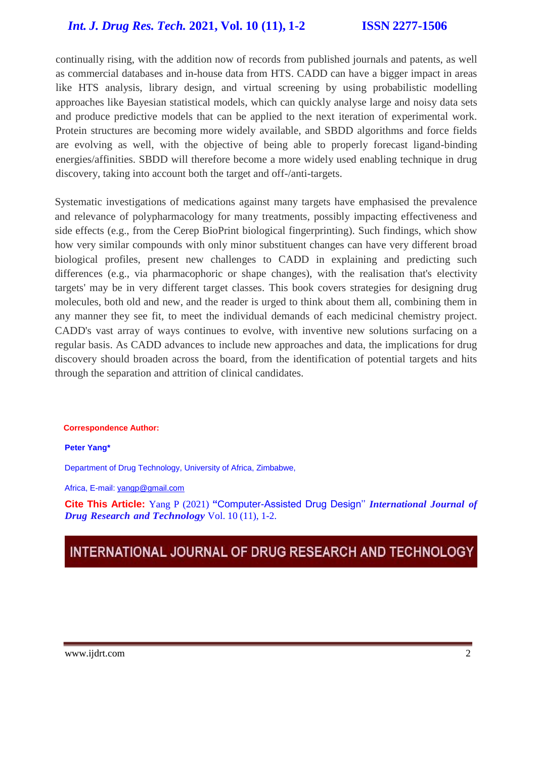continually rising, with the addition now of records from published journals and patents, as well as commercial databases and in-house data from HTS. CADD can have a bigger impact in areas like HTS analysis, library design, and virtual screening by using probabilistic modelling approaches like Bayesian statistical models, which can quickly analyse large and noisy data sets and produce predictive models that can be applied to the next iteration of experimental work. Protein structures are becoming more widely available, and SBDD algorithms and force fields are evolving as well, with the objective of being able to properly forecast ligand-binding energies/affinities. SBDD will therefore become a more widely used enabling technique in drug discovery, taking into account both the target and off-/anti-targets.

Systematic investigations of medications against many targets have emphasised the prevalence and relevance of polypharmacology for many treatments, possibly impacting effectiveness and side effects (e.g., from the Cerep BioPrint biological fingerprinting). Such findings, which show how very similar compounds with only minor substituent changes can have very different broad biological profiles, present new challenges to CADD in explaining and predicting such differences (e.g., via pharmacophoric or shape changes), with the realisation that's electivity targets' may be in very different target classes. This book covers strategies for designing drug molecules, both old and new, and the reader is urged to think about them all, combining them in any manner they see fit, to meet the individual demands of each medicinal chemistry project. CADD's vast array of ways continues to evolve, with inventive new solutions surfacing on a regular basis. As CADD advances to include new approaches and data, the implications for drug discovery should broaden across the board, from the identification of potential targets and hits through the separation and attrition of clinical candidates.

**Correspondence Author:**

**Peter Yang***

Department of Drug Technology, University of Africa, Zimbabwe,

Africa, E-mail: yangp@gmail.com

**Cite This Article:** Yang P (2021) **"**Computer-Assisted Drug Design" ***International Journal of Drug Research and Technology*** Vol. 10 (11), 1-2.

INTERNATIONAL JOURNAL OF DRUG RESEARCH AND TECHNOLOGY